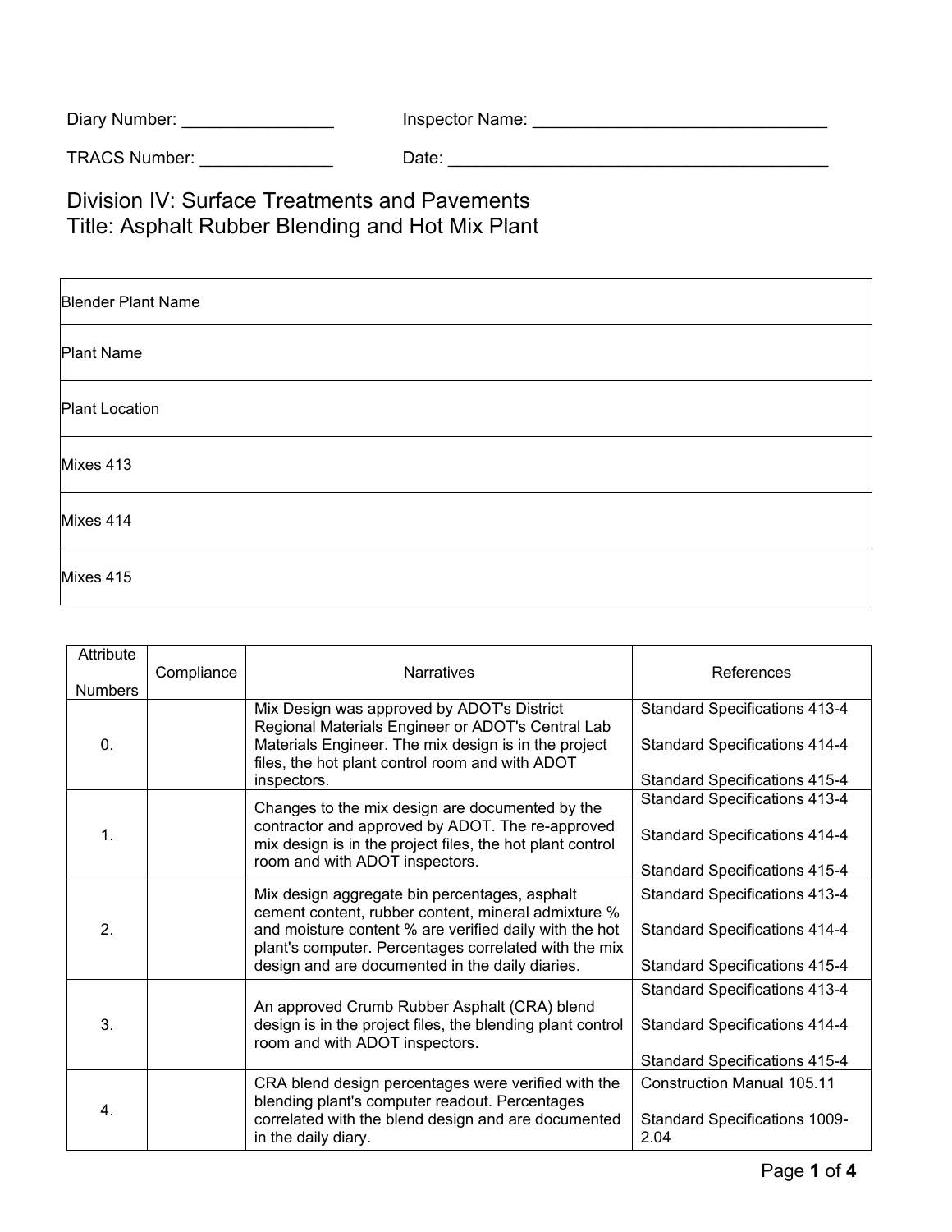Diary Number: ________________ Inspector Name: _______________________________

TRACS Number: ______________ Date: _________________________________________

# Division IV: Surface Treatments and Pavements
# Title: Asphalt Rubber Blending and Hot Mix Plant

| Blender Plant Name |
|---|
| Plant Name |
| Plant Location |
| Mixes 413 |
| Mixes 414 |
| Mixes 415 |

| Attribute Numbers | Compliance | Narratives | References |
|---|---|---|---|
| 0. | | Mix Design was approved by ADOT's District Regional Materials Engineer or ADOT's Central Lab Materials Engineer. The mix design is in the project files, the hot plant control room and with ADOT inspectors. | Standard Specifications 413-4<br>Standard Specifications 414-4<br>Standard Specifications 415-4 |
| 1. | | Changes to the mix design are documented by the contractor and approved by ADOT. The re-approved mix design is in the project files, the hot plant control room and with ADOT inspectors. | Standard Specifications 413-4<br>Standard Specifications 414-4<br>Standard Specifications 415-4 |
| 2. | | Mix design aggregate bin percentages, asphalt cement content, rubber content, mineral admixture % and moisture content % are verified daily with the hot plant's computer. Percentages correlated with the mix design and are documented in the daily diaries. | Standard Specifications 413-4<br>Standard Specifications 414-4<br>Standard Specifications 415-4 |
| 3. | | An approved Crumb Rubber Asphalt (CRA) blend design is in the project files, the blending plant control room and with ADOT inspectors. | Standard Specifications 413-4<br>Standard Specifications 414-4<br>Standard Specifications 415-4 |
| 4. | | CRA blend design percentages were verified with the blending plant's computer readout. Percentages correlated with the blend design and are documented in the daily diary. | Construction Manual 105.11<br>Standard Specifications 1009-2.04 |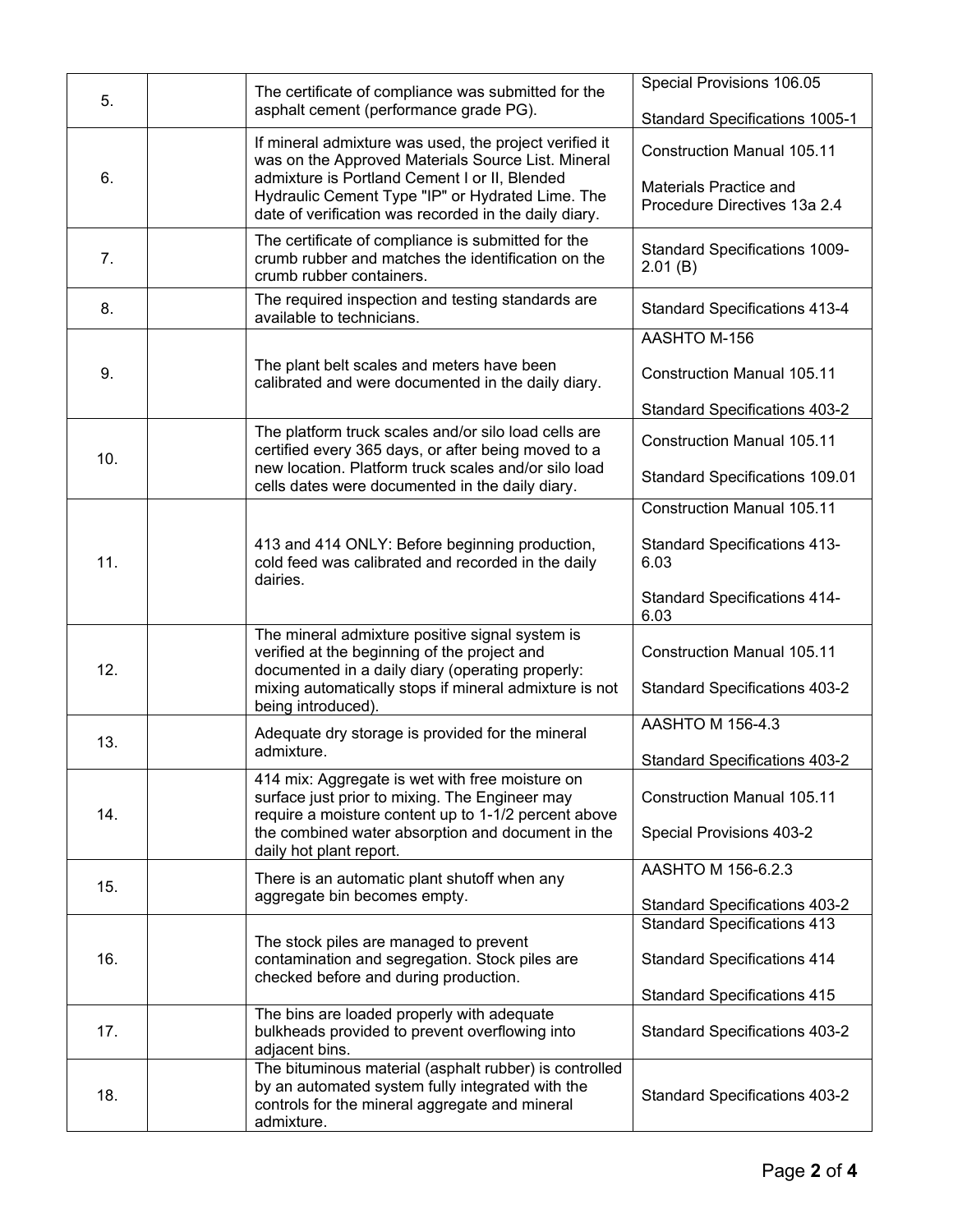| | | | |
|---|---|---|---|
| 5. | | The certificate of compliance was submitted for the asphalt cement (performance grade PG). | Special Provisions 106.05<br><br>Standard Specifications 1005-1 |
| 6. | | If mineral admixture was used, the project verified it was on the Approved Materials Source List. Mineral admixture is Portland Cement I or II, Blended Hydraulic Cement Type "IP" or Hydrated Lime. The date of verification was recorded in the daily diary. | Construction Manual 105.11<br><br>Materials Practice and Procedure Directives 13a 2.4 |
| 7. | | The certificate of compliance is submitted for the crumb rubber and matches the identification on the crumb rubber containers. | Standard Specifications 1009-2.01 (B) |
| 8. | | The required inspection and testing standards are available to technicians. | Standard Specifications 413-4 |
| 9. | | The plant belt scales and meters have been calibrated and were documented in the daily diary. | AASHTO M-156<br><br>Construction Manual 105.11<br><br>Standard Specifications 403-2 |
| 10. | | The platform truck scales and/or silo load cells are certified every 365 days, or after being moved to a new location. Platform truck scales and/or silo load cells dates were documented in the daily diary. | Construction Manual 105.11<br><br>Standard Specifications 109.01 |
| 11. | | 413 and 414 ONLY: Before beginning production, cold feed was calibrated and recorded in the daily dairies. | Construction Manual 105.11<br><br>Standard Specifications 413-6.03<br><br>Standard Specifications 414-6.03 |
| 12. | | The mineral admixture positive signal system is verified at the beginning of the project and documented in a daily diary (operating properly: mixing automatically stops if mineral admixture is not being introduced). | Construction Manual 105.11<br><br>Standard Specifications 403-2 |
| 13. | | Adequate dry storage is provided for the mineral admixture. | AASHTO M 156-4.3<br><br>Standard Specifications 403-2 |
| 14. | | 414 mix: Aggregate is wet with free moisture on surface just prior to mixing. The Engineer may require a moisture content up to 1-1/2 percent above the combined water absorption and document in the daily hot plant report. | Construction Manual 105.11<br><br>Special Provisions 403-2 |
| 15. | | There is an automatic plant shutoff when any aggregate bin becomes empty. | AASHTO M 156-6.2.3<br><br>Standard Specifications 403-2 |
| 16. | | The stock piles are managed to prevent contamination and segregation. Stock piles are checked before and during production. | Standard Specifications 413<br><br>Standard Specifications 414<br><br>Standard Specifications 415 |
| 17. | | The bins are loaded properly with adequate bulkheads provided to prevent overflowing into adjacent bins. | Standard Specifications 403-2 |
| 18. | | The bituminous material (asphalt rubber) is controlled by an automated system fully integrated with the controls for the mineral aggregate and mineral admixture. | Standard Specifications 403-2 |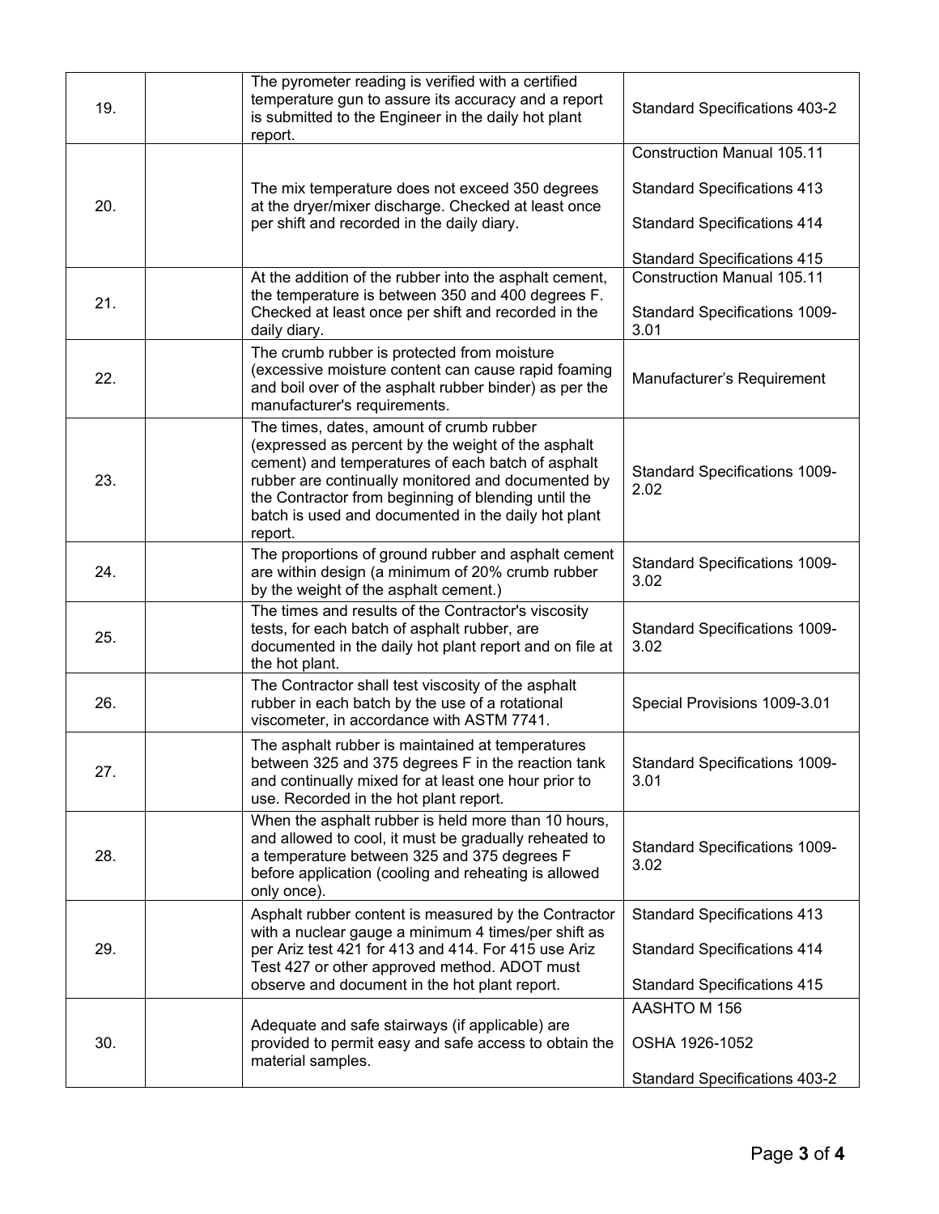| | | | |
|---|---|---|---|
| 19. | | The pyrometer reading is verified with a certified temperature gun to assure its accuracy and a report is submitted to the Engineer in the daily hot plant report. | Standard Specifications 403-2 |
| 20. | | The mix temperature does not exceed 350 degrees at the dryer/mixer discharge. Checked at least once per shift and recorded in the daily diary. | Construction Manual 105.11<br><br>Standard Specifications 413<br><br>Standard Specifications 414<br><br>Standard Specifications 415 |
| 21. | | At the addition of the rubber into the asphalt cement, the temperature is between 350 and 400 degrees F. Checked at least once per shift and recorded in the daily diary. | Construction Manual 105.11<br><br>Standard Specifications 1009-3.01 |
| 22. | | The crumb rubber is protected from moisture (excessive moisture content can cause rapid foaming and boil over of the asphalt rubber binder) as per the manufacturer's requirements. | Manufacturer's Requirement |
| 23. | | The times, dates, amount of crumb rubber (expressed as percent by the weight of the asphalt cement) and temperatures of each batch of asphalt rubber are continually monitored and documented by the Contractor from beginning of blending until the batch is used and documented in the daily hot plant report. | Standard Specifications 1009-2.02 |
| 24. | | The proportions of ground rubber and asphalt cement are within design (a minimum of 20% crumb rubber by the weight of the asphalt cement.) | Standard Specifications 1009-3.02 |
| 25. | | The times and results of the Contractor's viscosity tests, for each batch of asphalt rubber, are documented in the daily hot plant report and on file at the hot plant. | Standard Specifications 1009-3.02 |
| 26. | | The Contractor shall test viscosity of the asphalt rubber in each batch by the use of a rotational viscometer, in accordance with ASTM 7741. | Special Provisions 1009-3.01 |
| 27. | | The asphalt rubber is maintained at temperatures between 325 and 375 degrees F in the reaction tank and continually mixed for at least one hour prior to use. Recorded in the hot plant report. | Standard Specifications 1009-3.01 |
| 28. | | When the asphalt rubber is held more than 10 hours, and allowed to cool, it must be gradually reheated to a temperature between 325 and 375 degrees F before application (cooling and reheating is allowed only once). | Standard Specifications 1009-3.02 |
| 29. | | Asphalt rubber content is measured by the Contractor with a nuclear gauge a minimum 4 times/per shift as per Ariz test 421 for 413 and 414. For 415 use Ariz Test 427 or other approved method. ADOT must observe and document in the hot plant report. | Standard Specifications 413<br><br>Standard Specifications 414<br><br>Standard Specifications 415 |
| 30. | | Adequate and safe stairways (if applicable) are provided to permit easy and safe access to obtain the material samples. | AASHTO M 156<br><br>OSHA 1926-1052<br><br>Standard Specifications 403-2 |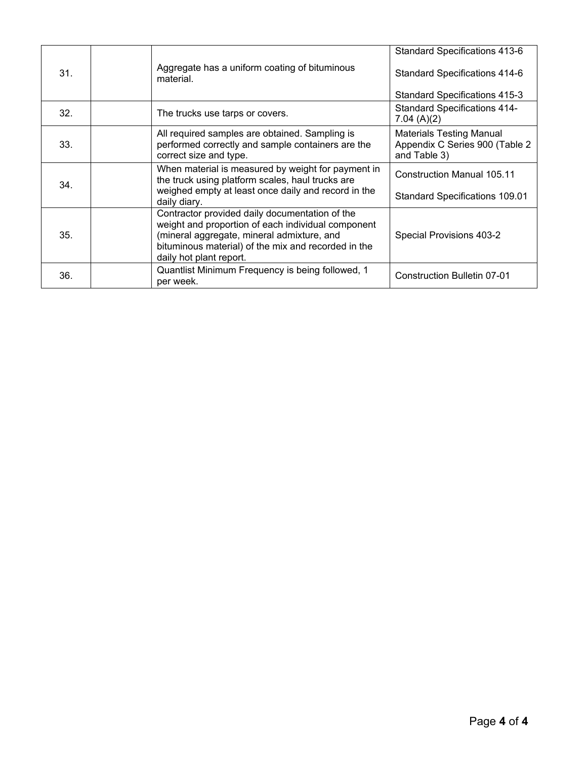| | | | |
|---|---|---|---|
| 31. | | Aggregate has a uniform coating of bituminous material. | Standard Specifications 413-6<br><br>Standard Specifications 414-6<br><br>Standard Specifications 415-3 |
| 32. | | The trucks use tarps or covers. | Standard Specifications 414-7.04 (A)(2) |
| 33. | | All required samples are obtained. Sampling is performed correctly and sample containers are the correct size and type. | Materials Testing Manual Appendix C Series 900 (Table 2 and Table 3) |
| 34. | | When material is measured by weight for payment in the truck using platform scales, haul trucks are weighed empty at least once daily and record in the daily diary. | Construction Manual 105.11<br><br>Standard Specifications 109.01 |
| 35. | | Contractor provided daily documentation of the weight and proportion of each individual component (mineral aggregate, mineral admixture, and bituminous material) of the mix and recorded in the daily hot plant report. | Special Provisions 403-2 |
| 36. | | Quantlist Minimum Frequency is being followed, 1 per week. | Construction Bulletin 07-01 |